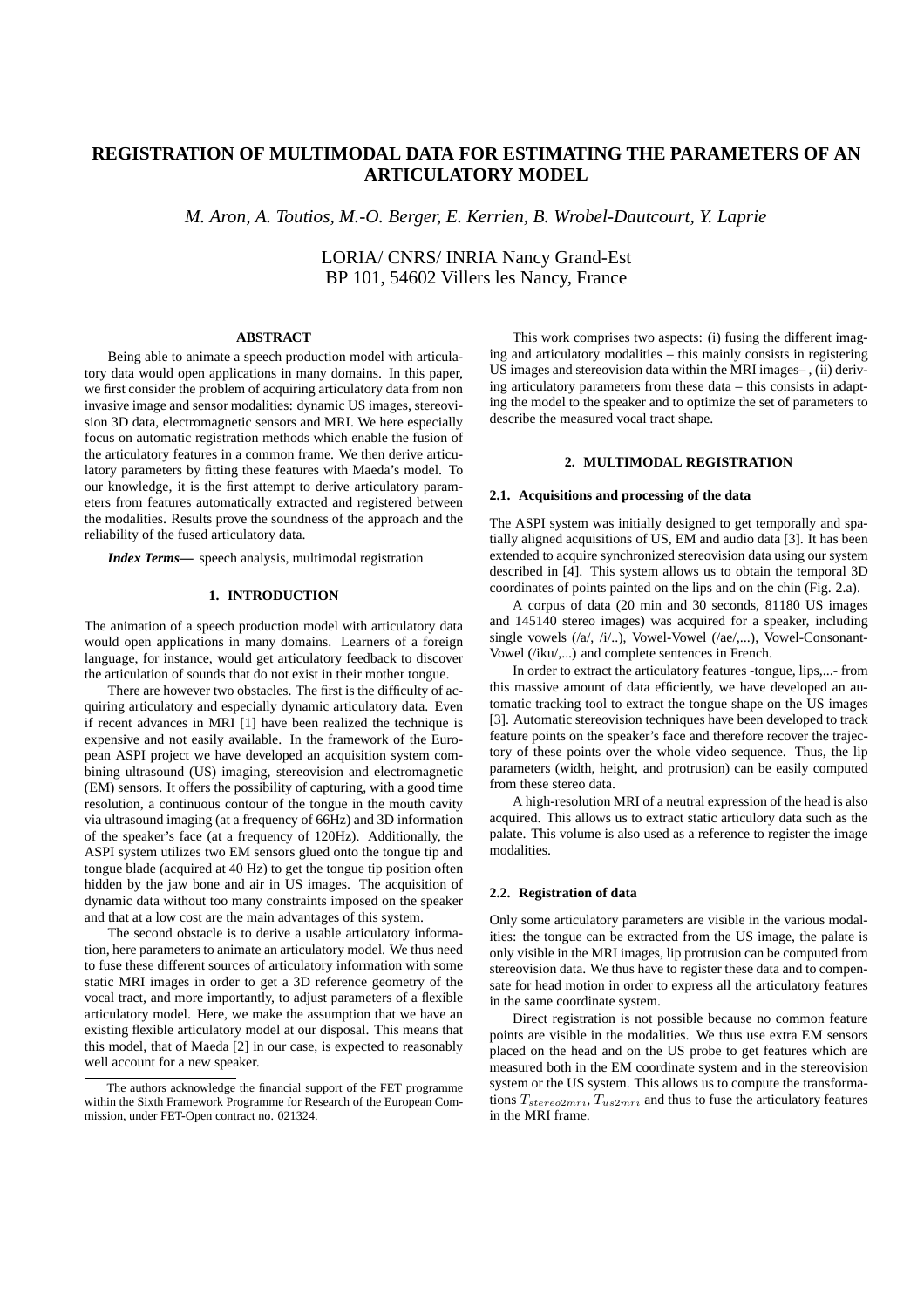# REGISTRATION OF MULTIMODAL DATA FOR ESTIMATING THE PARAMETERS OF AN ARTICULATORY MODEL

*M. Aron, A. Toutios, M.-O. Berger, E. Kerrien, B. Wrobel-Dautcourt, Y. Laprie*

LORIA/ CNRS/ INRIA Nancy Grand-Est
BP 101, 54602 Villers les Nancy, France

### ABSTRACT

Being able to animate a speech production model with articulatory data would open applications in many domains. In this paper, we first consider the problem of acquiring articulatory data from non invasive image and sensor modalities: dynamic US images, stereovision 3D data, electromagnetic sensors and MRI. We here especially focus on automatic registration methods which enable the fusion of the articulatory features in a common frame. We then derive articulatory parameters by fitting these features with Maeda's model. To our knowledge, it is the first attempt to derive articulatory parameters from features automatically extracted and registered between the modalities. Results prove the soundness of the approach and the reliability of the fused articulatory data.

***Index Terms***— speech analysis, multimodal registration

## 1. INTRODUCTION

The animation of a speech production model with articulatory data would open applications in many domains. Learners of a foreign language, for instance, would get articulatory feedback to discover the articulation of sounds that do not exist in their mother tongue.

There are however two obstacles. The first is the difficulty of acquiring articulatory and especially dynamic articulatory data. Even if recent advances in MRI [1] have been realized the technique is expensive and not easily available. In the framework of the European ASPI project we have developed an acquisition system combining ultrasound (US) imaging, stereovision and electromagnetic (EM) sensors. It offers the possibility of capturing, with a good time resolution, a continuous contour of the tongue in the mouth cavity via ultrasound imaging (at a frequency of 66Hz) and 3D information of the speaker's face (at a frequency of 120Hz). Additionally, the ASPI system utilizes two EM sensors glued onto the tongue tip and tongue blade (acquired at 40 Hz) to get the tongue tip position often hidden by the jaw bone and air in US images. The acquisition of dynamic data without too many constraints imposed on the speaker and that at a low cost are the main advantages of this system.

The second obstacle is to derive a usable articulatory information, here parameters to animate an articulatory model. We thus need to fuse these different sources of articulatory information with some static MRI images in order to get a 3D reference geometry of the vocal tract, and more importantly, to adjust parameters of a flexible articulatory model. Here, we make the assumption that we have an existing flexible articulatory model at our disposal. This means that this model, that of Maeda [2] in our case, is expected to reasonably well account for a new speaker.

The authors acknowledge the financial support of the FET programme within the Sixth Framework Programme for Research of the European Commission, under FET-Open contract no. 021324.

This work comprises two aspects: (i) fusing the different imaging and articulatory modalities – this mainly consists in registering US images and stereovision data within the MRI images– , (ii) deriving articulatory parameters from these data – this consists in adapting the model to the speaker and to optimize the set of parameters to describe the measured vocal tract shape.

## 2. MULTIMODAL REGISTRATION

### 2.1. Acquisitions and processing of the data

The ASPI system was initially designed to get temporally and spatially aligned acquisitions of US, EM and audio data [3]. It has been extended to acquire synchronized stereovision data using our system described in [4]. This system allows us to obtain the temporal 3D coordinates of points painted on the lips and on the chin (Fig. 2.a).

A corpus of data (20 min and 30 seconds, 81180 US images and 145140 stereo images) was acquired for a speaker, including single vowels (/a/, /i/..), Vowel-Vowel (/ae/,...), Vowel-Consonant-Vowel (/iku/,...) and complete sentences in French.

In order to extract the articulatory features -tongue, lips,...- from this massive amount of data efficiently, we have developed an automatic tracking tool to extract the tongue shape on the US images [3]. Automatic stereovision techniques have been developed to track feature points on the speaker's face and therefore recover the trajectory of these points over the whole video sequence. Thus, the lip parameters (width, height, and protrusion) can be easily computed from these stereo data.

A high-resolution MRI of a neutral expression of the head is also acquired. This allows us to extract static articulory data such as the palate. This volume is also used as a reference to register the image modalities.

### 2.2. Registration of data

Only some articulatory parameters are visible in the various modalities: the tongue can be extracted from the US image, the palate is only visible in the MRI images, lip protrusion can be computed from stereovision data. We thus have to register these data and to compensate for head motion in order to express all the articulatory features in the same coordinate system.

Direct registration is not possible because no common feature points are visible in the modalities. We thus use extra EM sensors placed on the head and on the US probe to get features which are measured both in the EM coordinate system and in the stereovision system or the US system. This allows us to compute the transformations $T_{stereo2mri}$, $T_{us2mri}$ and thus to fuse the articulatory features in the MRI frame.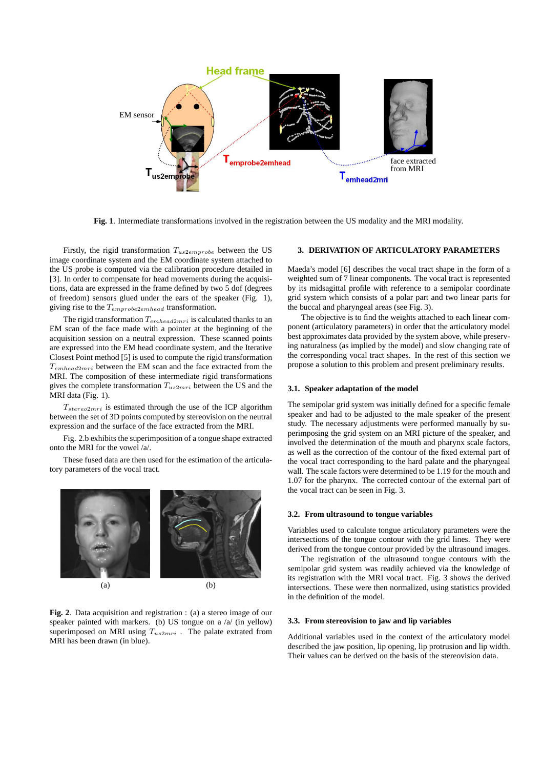**Fig. 1**. Intermediate transformations involved in the registration between the US modality and the MRI modality.

Firstly, the rigid transformation $T_{us2emprobe}$ between the US image coordinate system and the EM coordinate system attached to the US probe is computed via the calibration procedure detailed in [3]. In order to compensate for head movements during the acquisition, data are expressed in the frame defined by two 5 dof (degrees of freedom) sensors glued under the ears of the speaker (Fig. 1), giving rise to the $T_{emprobe2emhead}$ transformation.

The rigid transformation $T_{emhead2mri}$ is calculated thanks to an EM scan of the face made with a pointer at the beginning of the acquisition session on a neutral expression. These scanned points are expressed into the EM head coordinate system, and the Iterative Closest Point method [5] is used to compute the rigid transformation $T_{emhead2mri}$ between the EM scan and the face extracted from the MRI. The composition of these intermediate rigid transformations gives the complete transformation $T_{us2mri}$ between the US and the MRI data (Fig. 1).

$T_{stereo2mri}$ is estimated through the use of the ICP algorithm between the set of 3D points computed by stereovision on the neutral expression and the surface of the face extracted from the MRI.

Fig. 2.b exhibits the superimposition of a tongue shape extracted onto the MRI for the vowel /a/.

These fused data are then used for the estimation of the articulatory parameters of the vocal tract.

(a) (b)

**Fig. 2**. Data acquisition and registration : (a) a stereo image of our speaker painted with markers. (b) US tongue on a /a/ (in yellow) superimposed on MRI using $T_{us2mri}$ . The palate extrated from MRI has been drawn (in blue).

## 3. DERIVATION OF ARTICULATORY PARAMETERS

Maeda's model [6] describes the vocal tract shape in the form of a weighted sum of 7 linear components. The vocal tract is represented by its midsagittal profile with reference to a semipolar coordinate grid system which consists of a polar part and two linear parts for the buccal and pharyngeal areas (see Fig. 3).

The objective is to find the weights attached to each linear component (articulatory parameters) in order that the articulatory model best approximates data provided by the system above, while preserving naturalness (as implied by the model) and slow changing rate of the corresponding vocal tract shapes. In the rest of this section we propose a solution to this problem and present preliminary results.

### 3.1. Speaker adaptation of the model

The semipolar grid system was initially defined for a specific female speaker and had to be adjusted to the male speaker of the present study. The necessary adjustments were performed manually by superimposing the grid system on an MRI picture of the speaker, and involved the determination of the mouth and pharynx scale factors, as well as the correction of the contour of the fixed external part of the vocal tract corresponding to the hard palate and the pharyngeal wall. The scale factors were determined to be 1.19 for the mouth and 1.07 for the pharynx. The corrected contour of the external part of the vocal tract can be seen in Fig. 3.

### 3.2. From ultrasound to tongue variables

Variables used to calculate tongue articulatory parameters were the intersections of the tongue contour with the grid lines. They were derived from the tongue contour provided by the ultrasound images.

The registration of the ultrasound tongue contours with the semipolar grid system was readily achieved via the knowledge of its registration with the MRI vocal tract. Fig. 3 shows the derived intersections. These were then normalized, using statistics provided in the definition of the model.

### 3.3. From stereovision to jaw and lip variables

Additional variables used in the context of the articulatory model described the jaw position, lip opening, lip protrusion and lip width. Their values can be derived on the basis of the stereovision data.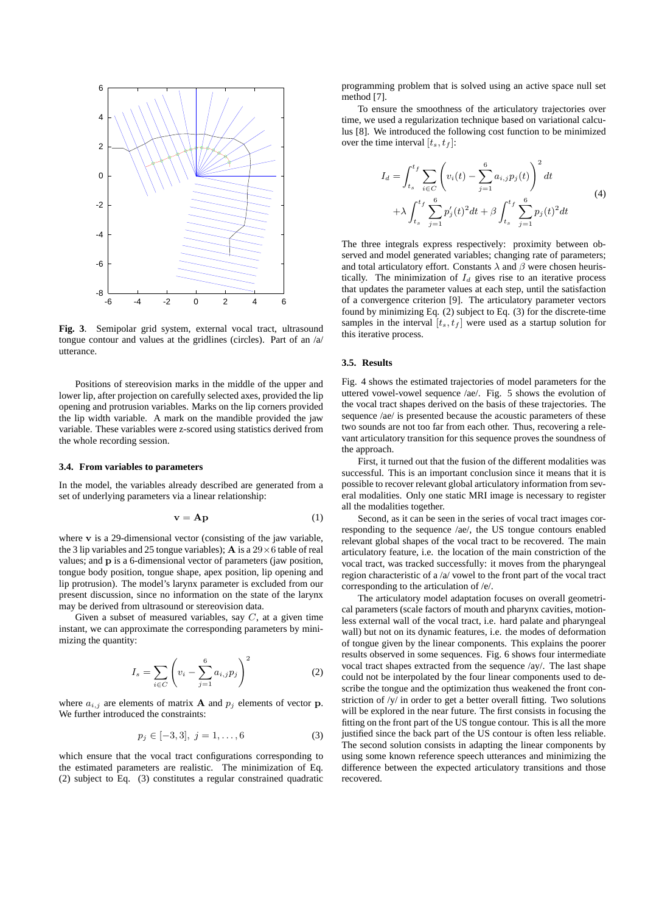6
4
2
0
-2
-4
-6
-8
-6 -4 -2 0 2 4 6

**Fig. 3**. Semipolar grid system, external vocal tract, ultrasound tongue contour and values at the gridlines (circles). Part of an /a/ utterance.

Positions of stereovision marks in the middle of the upper and lower lip, after projection on carefully selected axes, provided the lip opening and protrusion variables. Marks on the lip corners provided the lip width variable. A mark on the mandible provided the jaw variable. These variables were z-scored using statistics derived from the whole recording session.

### 3.4. From variables to parameters

In the model, the variables already described are generated from a set of underlying parameters via a linear relationship:

$$\mathbf{v} = \mathbf{A}\mathbf{p} \tag{1}$$

where $\mathbf{v}$ is a 29-dimensional vector (consisting of the jaw variable, the 3 lip variables and 25 tongue variables); $\mathbf{A}$ is a $29 \times 6$ table of real values; and $\mathbf{p}$ is a 6-dimensional vector of parameters (jaw position, tongue body position, tongue shape, apex position, lip opening and lip protrusion). The model's larynx parameter is excluded from our present discussion, since no information on the state of the larynx may be derived from ultrasound or stereovision data.

Given a subset of measured variables, say $C$, at a given time instant, we can approximate the corresponding parameters by minimizing the quantity:

$$I_s = \sum_{i \in C} \left( v_i - \sum_{j=1}^{6} a_{i,j} p_j \right)^2 \tag{2}$$

where $a_{i,j}$ are elements of matrix $\mathbf{A}$ and $p_j$ elements of vector $\mathbf{p}$. We further introduced the constraints:

$$p_j \in [-3, 3],\ j = 1, \ldots, 6 \tag{3}$$

which ensure that the vocal tract configurations corresponding to the estimated parameters are realistic. The minimization of Eq. (2) subject to Eq. (3) constitutes a regular constrained quadratic programming problem that is solved using an active space null set method [7].

To ensure the smoothness of the articulatory trajectories over time, we used a regularization technique based on variational calculus [8]. We introduced the following cost function to be minimized over the time interval $[t_s, t_f]$:

$$\begin{aligned} I_d &= \int_{t_s}^{t_f} \sum_{i \in C} \left( v_i(t) - \sum_{j=1}^{6} a_{i,j} p_j(t) \right)^2 dt \\ &+ \lambda \int_{t_s}^{t_f} \sum_{j=1}^{6} p_j'(t)^2 dt + \beta \int_{t_s}^{t_f} \sum_{j=1}^{6} p_j(t)^2 dt \end{aligned} \tag{4}$$

The three integrals express respectively: proximity between observed and model generated variables; changing rate of parameters; and total articulatory effort. Constants $\lambda$ and $\beta$ were chosen heuristically. The minimization of $I_d$ gives rise to an iterative process that updates the parameter values at each step, until the satisfaction of a convergence criterion [9]. The articulatory parameter vectors found by minimizing Eq. (2) subject to Eq. (3) for the discrete-time samples in the interval $[t_s, t_f]$ were used as a startup solution for this iterative process.

### 3.5. Results

Fig. 4 shows the estimated trajectories of model parameters for the uttered vowel-vowel sequence /ae/. Fig. 5 shows the evolution of the vocal tract shapes derived on the basis of these trajectories. The sequence /ae/ is presented because the acoustic parameters of these two sounds are not too far from each other. Thus, recovering a relevant articulatory transition for this sequence proves the soundness of the approach.

First, it turned out that the fusion of the different modalities was successful. This is an important conclusion since it means that it is possible to recover relevant global articulatory information from several modalities. Only one static MRI image is necessary to register all the modalities together.

Second, as it can be seen in the series of vocal tract images corresponding to the sequence /ae/, the US tongue contours enabled relevant global shapes of the vocal tract to be recovered. The main articulatory feature, i.e. the location of the main constriction of the vocal tract, was tracked successfully: it moves from the pharyngeal region characteristic of a /a/ vowel to the front part of the vocal tract corresponding to the articulation of /e/.

The articulatory model adaptation focuses on overall geometrical parameters (scale factors of mouth and pharynx cavities, motionless external wall of the vocal tract, i.e. hard palate and pharyngeal wall) but not on its dynamic features, i.e. the modes of deformation of tongue given by the linear components. This explains the poorer results observed in some sequences. Fig. 6 shows four intermediate vocal tract shapes extracted from the sequence /ay/. The last shape could not be interpolated by the four linear components used to describe the tongue and the optimization thus weakened the front constriction of /y/ in order to get a better overall fitting. Two solutions will be explored in the near future. The first consists in focusing the fitting on the front part of the US tongue contour. This is all the more justified since the back part of the US contour is often less reliable. The second solution consists in adapting the linear components by using some known reference speech utterances and minimizing the difference between the expected articulatory transitions and those recovered.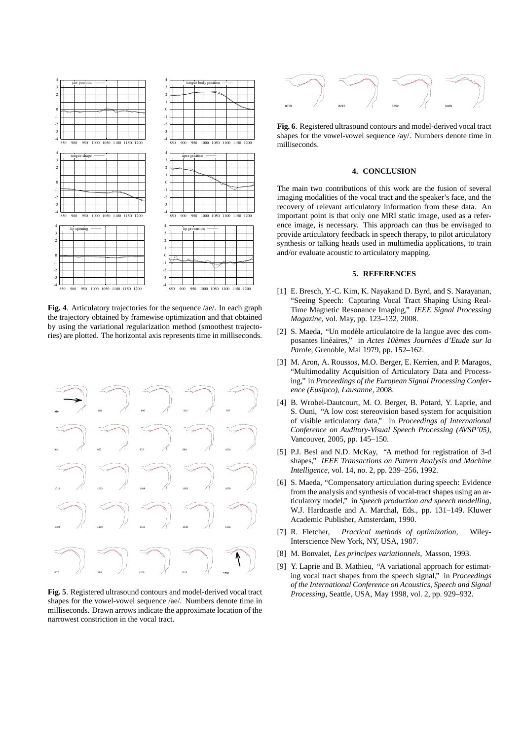jaw position

tongue body position

tongue shape

apex position

lip opening

lip protrusion

4 3 2 1 0 -1 -2 -3 -4

850 900 950 1000 1050 1100 1150 1200

**Fig. 4**. Articulatory trajectories for the sequence /ae/. In each graph the trajectory obtained by framewise optimization and that obtained by using the variational regularization method (smoothest trajectories) are plotted. The horizontal axis represents time in milliseconds.

866 881 896 912 927

942 957 972 988 1003

1018 1033 1048 1063 1079

1094 1109 1124 1139 1155

1170 1185 1200 1215 1230

**Fig. 5**. Registered ultrasound contours and model-derived vocal tract shapes for the vowel-vowel sequence /ae/. Numbers denote time in milliseconds. Drawn arrows indicate the approximate location of the narrowest constriction in the vocal tract.

8079 8215 8352 8489

**Fig. 6**. Registered ultrasound contours and model-derived vocal tract shapes for the vowel-vowel sequence /ay/. Numbers denote time in milliseconds.

## 4. CONCLUSION

The main two contributions of this work are the fusion of several imaging modalities of the vocal tract and the speaker's face, and the recovery of relevant articulatory information from these data. An important point is that only one MRI static image, used as a reference image, is necessary. This approach can thus be envisaged to provide articulatory feedback in speech therapy, to pilot articulatory synthesis or talking heads used in multimedia applications, to train and/or evaluate acoustic to articulatory mapping.

## 5. REFERENCES

[1] E. Bresch, Y.-C. Kim, K. Nayakand D. Byrd, and S. Narayanan, "Seeing Speech: Capturing Vocal Tract Shaping Using Real-Time Magnetic Resonance Imaging," *IEEE Signal Processing Magazine*, vol. May, pp. 123–132, 2008.

[2] S. Maeda, "Un modèle articulatoire de la langue avec des composantes linéaires," in *Actes 10èmes Journées d'Etude sur la Parole*, Grenoble, Mai 1979, pp. 152–162.

[3] M. Aron, A. Roussos, M.O. Berger, E. Kerrien, and P. Maragos, "Multimodality Acquisition of Articulatory Data and Processing," in *Proceedings of the European Signal Processing Conference (Eusipco), Lausanne*, 2008.

[4] B. Wrobel-Dautcourt, M. O. Berger, B. Potard, Y. Laprie, and S. Ouni, "A low cost stereovision based system for acquisition of visible articulatory data," in *Proceedings of International Conference on Auditory-Visual Speech Processing (AVSP'05)*, Vancouver, 2005, pp. 145–150.

[5] P.J. Besl and N.D. McKay, "A method for registration of 3-d shapes," *IEEE Transactions on Pattern Analysis and Machine Intelligence*, vol. 14, no. 2, pp. 239–256, 1992.

[6] S. Maeda, "Compensatory articulation during speech: Evidence from the analysis and synthesis of vocal-tract shapes using an articulatory model," in *Speech production and speech modelling*, W.J. Hardcastle and A. Marchal, Eds., pp. 131–149. Kluwer Academic Publisher, Amsterdam, 1990.

[7] R. Fletcher, *Practical methods of optimization*, Wiley-Interscience New York, NY, USA, 1987.

[8] M. Bonvalet, *Les principes variationnels*, Masson, 1993.

[9] Y. Laprie and B. Mathieu, "A variational approach for estimating vocal tract shapes from the speech signal," in *Proceedings of the International Conference on Acoustics, Speech and Signal Processing*, Seattle, USA, May 1998, vol. 2, pp. 929–932.